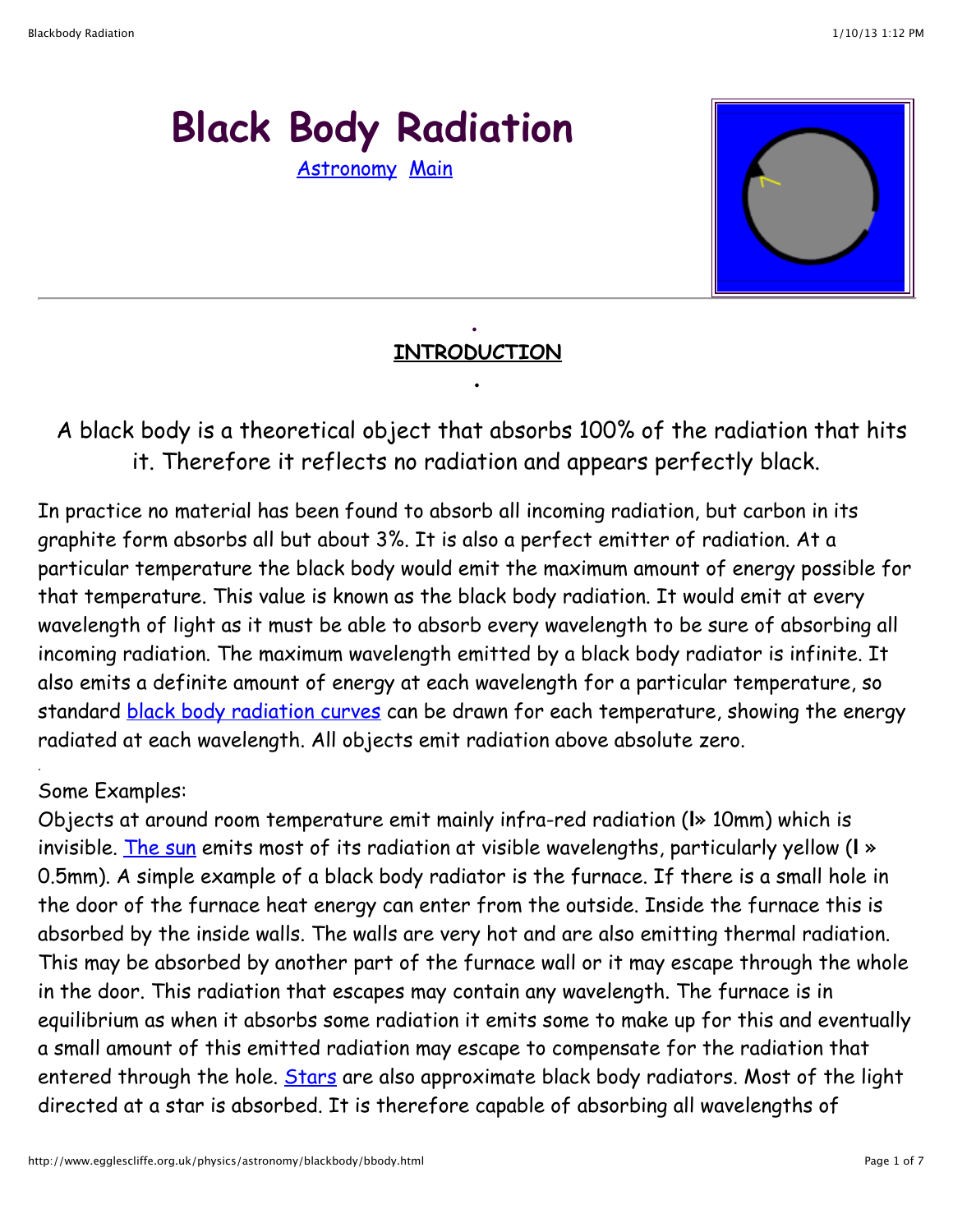# Black Body Radiation

Astronomy Main

## INTRODUCTION

A black body is a theoretical object that absorbs 100% of the radiation that hits it. Therefore it reflects no radiation and appears perfectly black.

In practice no material has been found to absorb all incoming radiation, but carbon in its graphite form absorbs all but about 3%. It is also a perfect emitter of radiation. At a particular temperature the black body would emit the maximum amount of energy possible for that temperature. This value is known as the black body radiation. It would emit at every wavelength of light as it must be able to absorb every wavelength to be sure of absorbing all incoming radiation. The maximum wavelength emitted by a black body radiator is infinite. It also emits a definite amount of energy at each wavelength for a particular temperature, so standard black body radiation curves can be drawn for each temperature, showing the energy radiated at each wavelength. All objects emit radiation above absolute zero.

Some Examples:
Objects at around room temperature emit mainly infra-red radiation (l» 10mm) which is invisible. The sun emits most of its radiation at visible wavelengths, particularly yellow (l » 0.5mm). A simple example of a black body radiator is the furnace. If there is a small hole in the door of the furnace heat energy can enter from the outside. Inside the furnace this is absorbed by the inside walls. The walls are very hot and are also emitting thermal radiation. This may be absorbed by another part of the furnace wall or it may escape through the whole in the door. This radiation that escapes may contain any wavelength. The furnace is in equilibrium as when it absorbs some radiation it emits some to make up for this and eventually a small amount of this emitted radiation may escape to compensate for the radiation that entered through the hole. Stars are also approximate black body radiators. Most of the light directed at a star is absorbed. It is therefore capable of absorbing all wavelengths of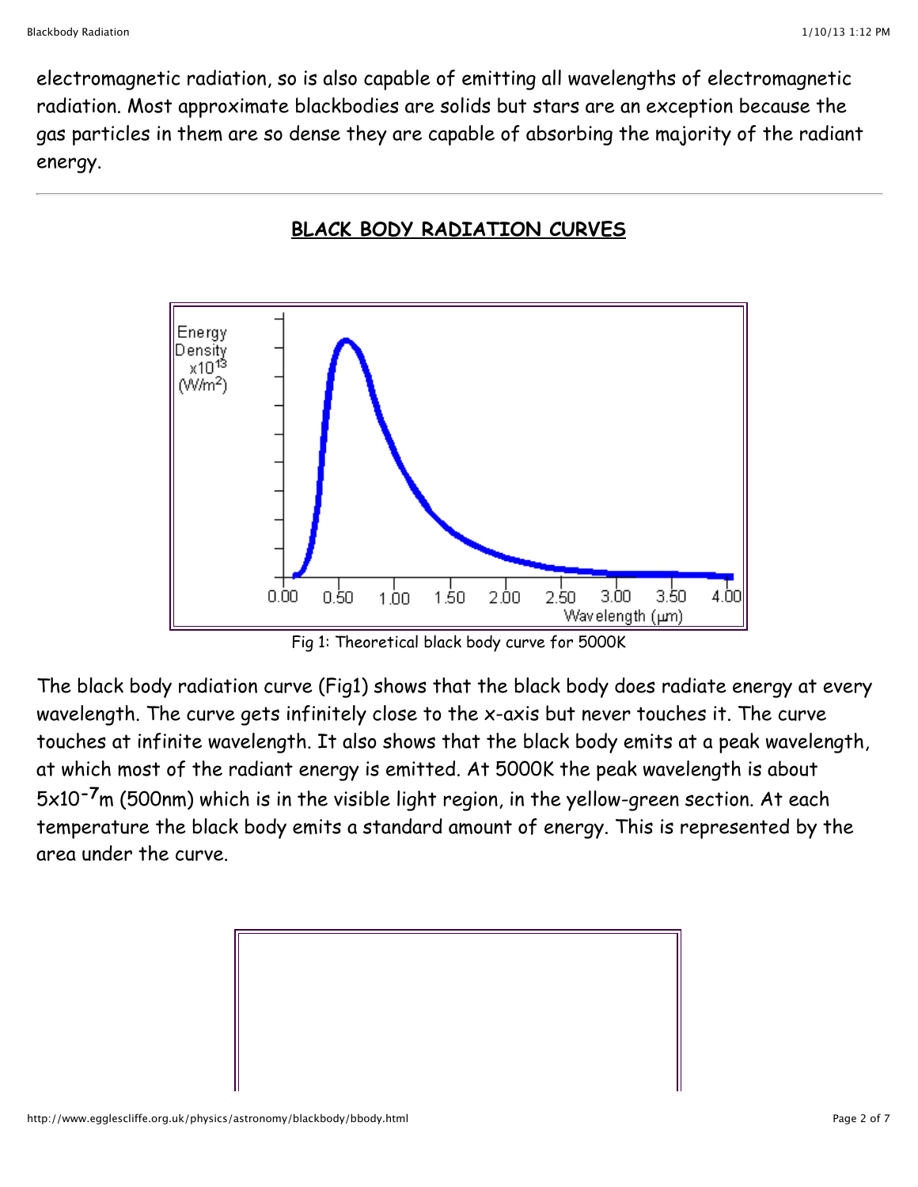electromagnetic radiation, so is also capable of emitting all wavelengths of electromagnetic radiation. Most approximate blackbodies are solids but stars are an exception because the gas particles in them are so dense they are capable of absorbing the majority of the radiant energy.

---

## BLACK BODY RADIATION CURVES

Fig 1: Theoretical black body curve for 5000K

The black body radiation curve (Fig1) shows that the black body does radiate energy at every wavelength. The curve gets infinitely close to the x-axis but never touches it. The curve touches at infinite wavelength. It also shows that the black body emits at a peak wavelength, at which most of the radiant energy is emitted. At 5000K the peak wavelength is about $5 \times 10^{-7}$m (500nm) which is in the visible light region, in the yellow-green section. At each temperature the black body emits a standard amount of energy. This is represented by the area under the curve.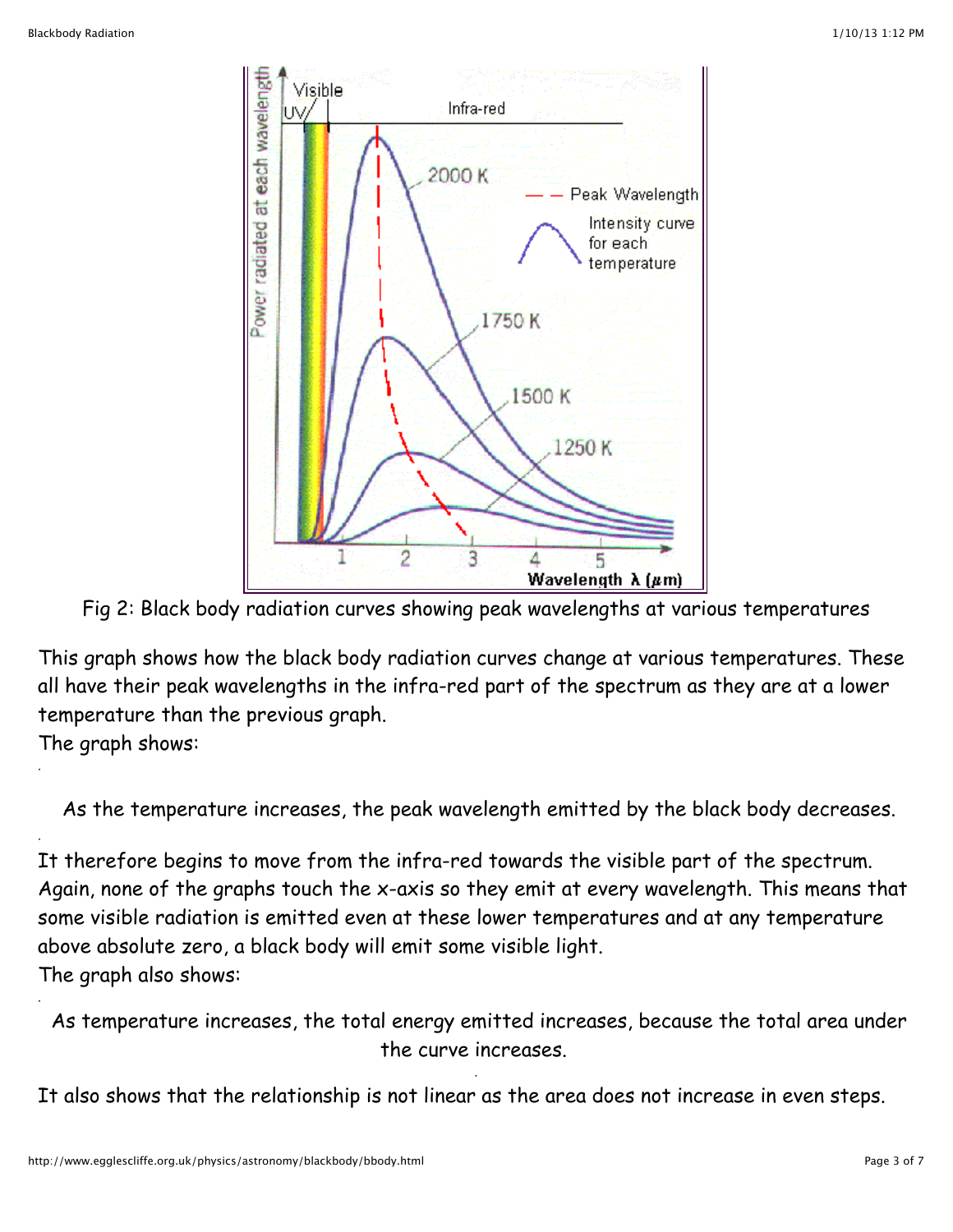Fig 2: Black body radiation curves showing peak wavelengths at various temperatures

This graph shows how the black body radiation curves change at various temperatures. These all have their peak wavelengths in the infra-red part of the spectrum as they are at a lower temperature than the previous graph.

The graph shows:

As the temperature increases, the peak wavelength emitted by the black body decreases.

It therefore begins to move from the infra-red towards the visible part of the spectrum. Again, none of the graphs touch the x-axis so they emit at every wavelength. This means that some visible radiation is emitted even at these lower temperatures and at any temperature above absolute zero, a black body will emit some visible light.

The graph also shows:

As temperature increases, the total energy emitted increases, because the total area under the curve increases.

It also shows that the relationship is not linear as the area does not increase in even steps.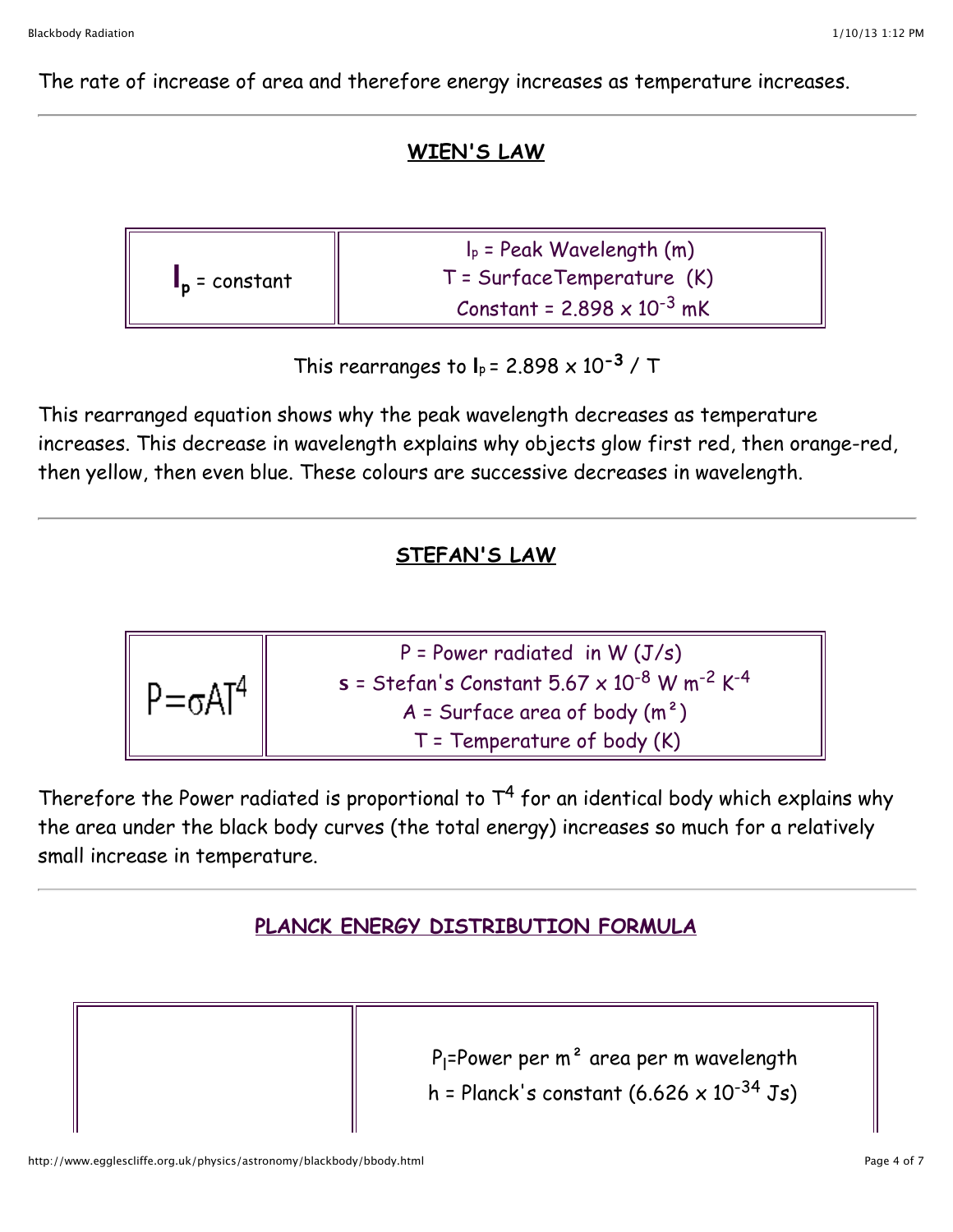The rate of increase of area and therefore energy increases as temperature increases.

## WIEN'S LAW

| $l_p$ = constant | $l_p$ = Peak Wavelength (m)<br>T = SurfaceTemperature (K)<br>Constant = $2.898 \times 10^{-3}$ mK |
|---|---|

This rearranges to $l_p = 2.898 \times 10^{-3} / T$

This rearranged equation shows why the peak wavelength decreases as temperature increases. This decrease in wavelength explains why objects glow first red, then orange-red, then yellow, then even blue. These colours are successive decreases in wavelength.

## STEFAN'S LAW

| $P=\sigma AT^4$ | P = Power radiated in W (J/s)<br>**s** = Stefan's Constant $5.67 \times 10^{-8}$ W $m^{-2}$ $K^{-4}$<br>A = Surface area of body (m²)<br>T = Temperature of body (K) |
|---|---|

Therefore the Power radiated is proportional to $T^4$ for an identical body which explains why the area under the black body curves (the total energy) increases so much for a relatively small increase in temperature.

## PLANCK ENERGY DISTRIBUTION FORMULA

| | $P_l$=Power per m² area per m wavelength<br>h = Planck's constant ($6.626 \times 10^{-34}$ Js) |
|---|---|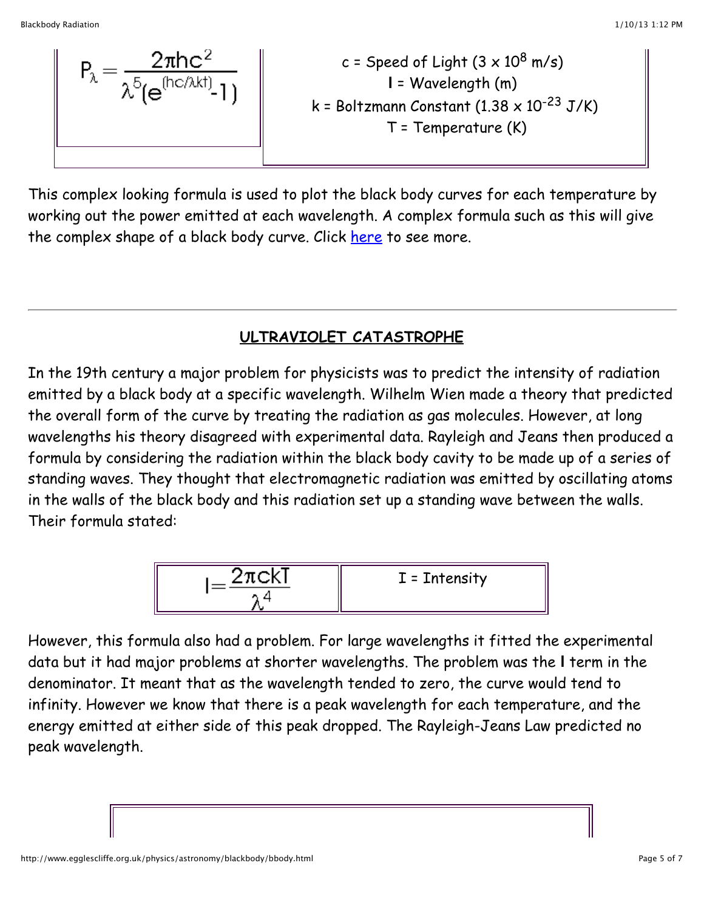$$P_\lambda = \frac{2\pi hc^2}{\lambda^5 (e^{(hc/\lambda kt)} - 1)}$$

c = Speed of Light ($3 \times 10^8$ m/s)

l = Wavelength (m)

k = Boltzmann Constant ($1.38 \times 10^{-23}$ J/K)

T = Temperature (K)

This complex looking formula is used to plot the black body curves for each temperature by working out the power emitted at each wavelength. A complex formula such as this will give the complex shape of a black body curve. Click here to see more.

---

## ULTRAVIOLET CATASTROPHE

In the 19th century a major problem for physicists was to predict the intensity of radiation emitted by a black body at a specific wavelength. Wilhelm Wien made a theory that predicted the overall form of the curve by treating the radiation as gas molecules. However, at long wavelengths his theory disagreed with experimental data. Rayleigh and Jeans then produced a formula by considering the radiation within the black body cavity to be made up of a series of standing waves. They thought that electromagnetic radiation was emitted by oscillating atoms in the walls of the black body and this radiation set up a standing wave between the walls. Their formula stated:

$$I = \frac{2\pi ckT}{\lambda^4}$$

I = Intensity

However, this formula also had a problem. For large wavelengths it fitted the experimental data but it had major problems at shorter wavelengths. The problem was the **l** term in the denominator. It meant that as the wavelength tended to zero, the curve would tend to infinity. However we know that there is a peak wavelength for each temperature, and the energy emitted at either side of this peak dropped. The Rayleigh-Jeans Law predicted no peak wavelength.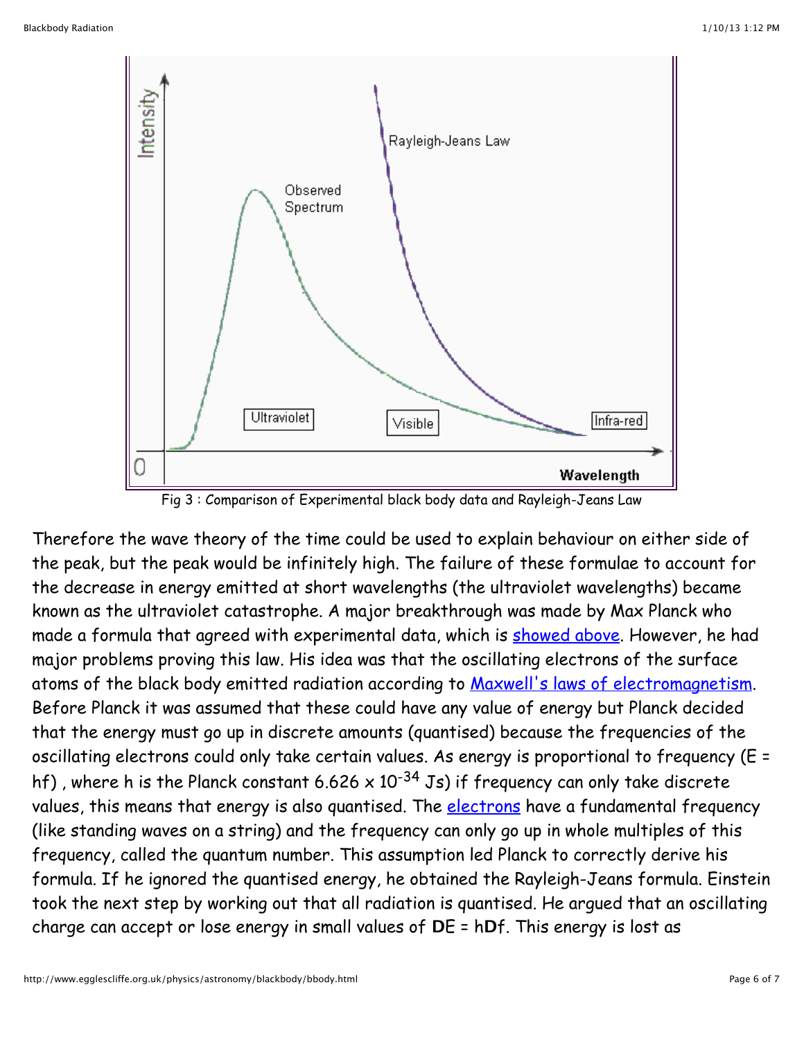Fig 3 : Comparison of Experimental black body data and Rayleigh-Jeans Law

Therefore the wave theory of the time could be used to explain behaviour on either side of the peak, but the peak would be infinitely high. The failure of these formulae to account for the decrease in energy emitted at short wavelengths (the ultraviolet wavelengths) became known as the ultraviolet catastrophe. A major breakthrough was made by Max Planck who made a formula that agreed with experimental data, which is [showed above](). However, he had major problems proving this law. His idea was that the oscillating electrons of the surface atoms of the black body emitted radiation according to [Maxwell's laws of electromagnetism](). Before Planck it was assumed that these could have any value of energy but Planck decided that the energy must go up in discrete amounts (quantised) because the frequencies of the oscillating electrons could only take certain values. As energy is proportional to frequency ($E = hf$) , where h is the Planck constant $6.626 \times 10^{-34}$ Js) if frequency can only take discrete values, this means that energy is also quantised. The [electrons]() have a fundamental frequency (like standing waves on a string) and the frequency can only go up in whole multiples of this frequency, called the quantum number. This assumption led Planck to correctly derive his formula. If he ignored the quantised energy, he obtained the Rayleigh-Jeans formula. Einstein took the next step by working out that all radiation is quantised. He argued that an oscillating charge can accept or lose energy in small values of **D**E = h**D**f. This energy is lost as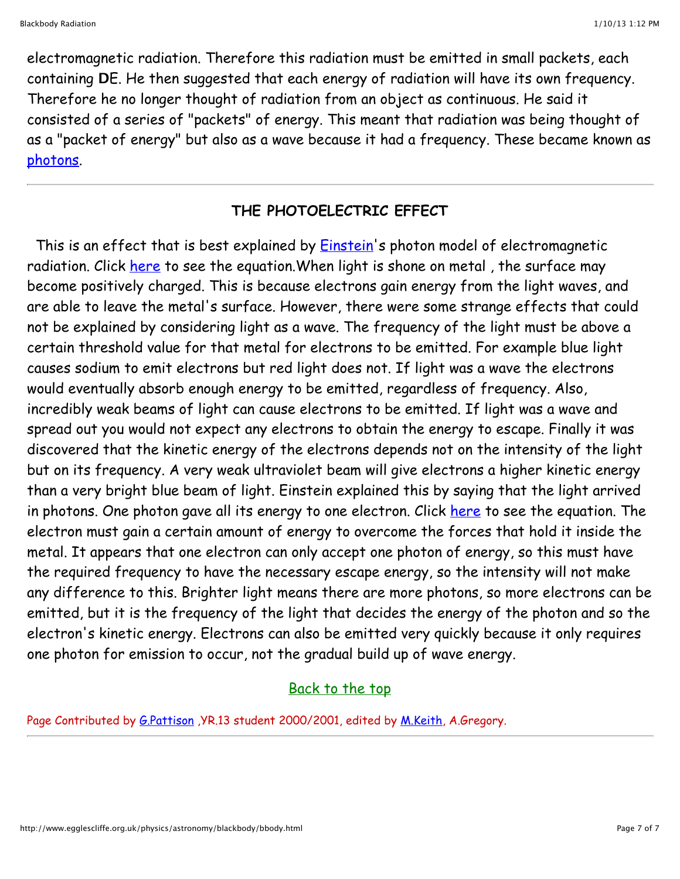electromagnetic radiation. Therefore this radiation must be emitted in small packets, each containing **D**E. He then suggested that each energy of radiation will have its own frequency. Therefore he no longer thought of radiation from an object as continuous. He said it consisted of a series of "packets" of energy. This meant that radiation was being thought of as a "packet of energy" but also as a wave because it had a frequency. These became known as photons.

---

## THE PHOTOELECTRIC EFFECT

This is an effect that is best explained by Einstein's photon model of electromagnetic radiation. Click here to see the equation.When light is shone on metal , the surface may become positively charged. This is because electrons gain energy from the light waves, and are able to leave the metal's surface. However, there were some strange effects that could not be explained by considering light as a wave. The frequency of the light must be above a certain threshold value for that metal for electrons to be emitted. For example blue light causes sodium to emit electrons but red light does not. If light was a wave the electrons would eventually absorb enough energy to be emitted, regardless of frequency. Also, incredibly weak beams of light can cause electrons to be emitted. If light was a wave and spread out you would not expect any electrons to obtain the energy to escape. Finally it was discovered that the kinetic energy of the electrons depends not on the intensity of the light but on its frequency. A very weak ultraviolet beam will give electrons a higher kinetic energy than a very bright blue beam of light. Einstein explained this by saying that the light arrived in photons. One photon gave all its energy to one electron. Click here to see the equation. The electron must gain a certain amount of energy to overcome the forces that hold it inside the metal. It appears that one electron can only accept one photon of energy, so this must have the required frequency to have the necessary escape energy, so the intensity will not make any difference to this. Brighter light means there are more photons, so more electrons can be emitted, but it is the frequency of the light that decides the energy of the photon and so the electron's kinetic energy. Electrons can also be emitted very quickly because it only requires one photon for emission to occur, not the gradual build up of wave energy.

Back to the top

Page Contributed by G.Pattison ,YR.13 student 2000/2001, edited by M.Keith, A.Gregory.

---